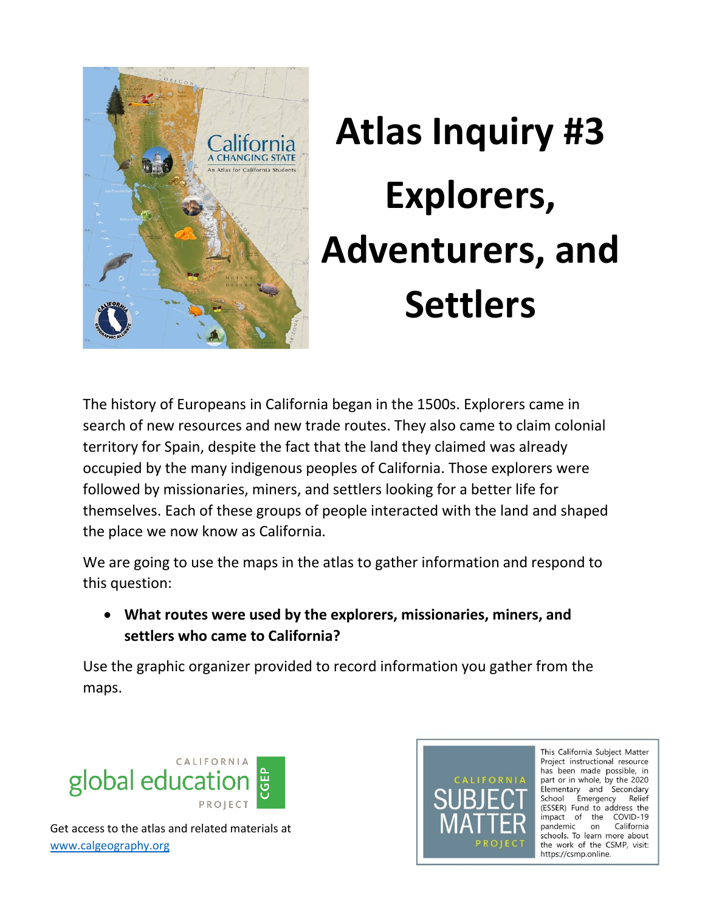# Atlas Inquiry #3 Explorers, Adventurers, and Settlers

The history of Europeans in California began in the 1500s. Explorers came in search of new resources and new trade routes. They also came to claim colonial territory for Spain, despite the fact that the land they claimed was already occupied by the many indigenous peoples of California. Those explorers were followed by missionaries, miners, and settlers looking for a better life for themselves. Each of these groups of people interacted with the land and shaped the place we now know as California.

We are going to use the maps in the atlas to gather information and respond to this question:

- **What routes were used by the explorers, missionaries, miners, and settlers who came to California?**

Use the graphic organizer provided to record information you gather from the maps.

Get access to the atlas and related materials at [www.calgeography.org](www.calgeography.org)

This California Subject Matter Project instructional resource has been made possible, in part or in whole, by the 2020 Elementary and Secondary School Emergency Relief (ESSER) Fund to address the impact of the COVID-19 pandemic on California schools. To learn more about the work of the CSMP, visit: https://csmp.online.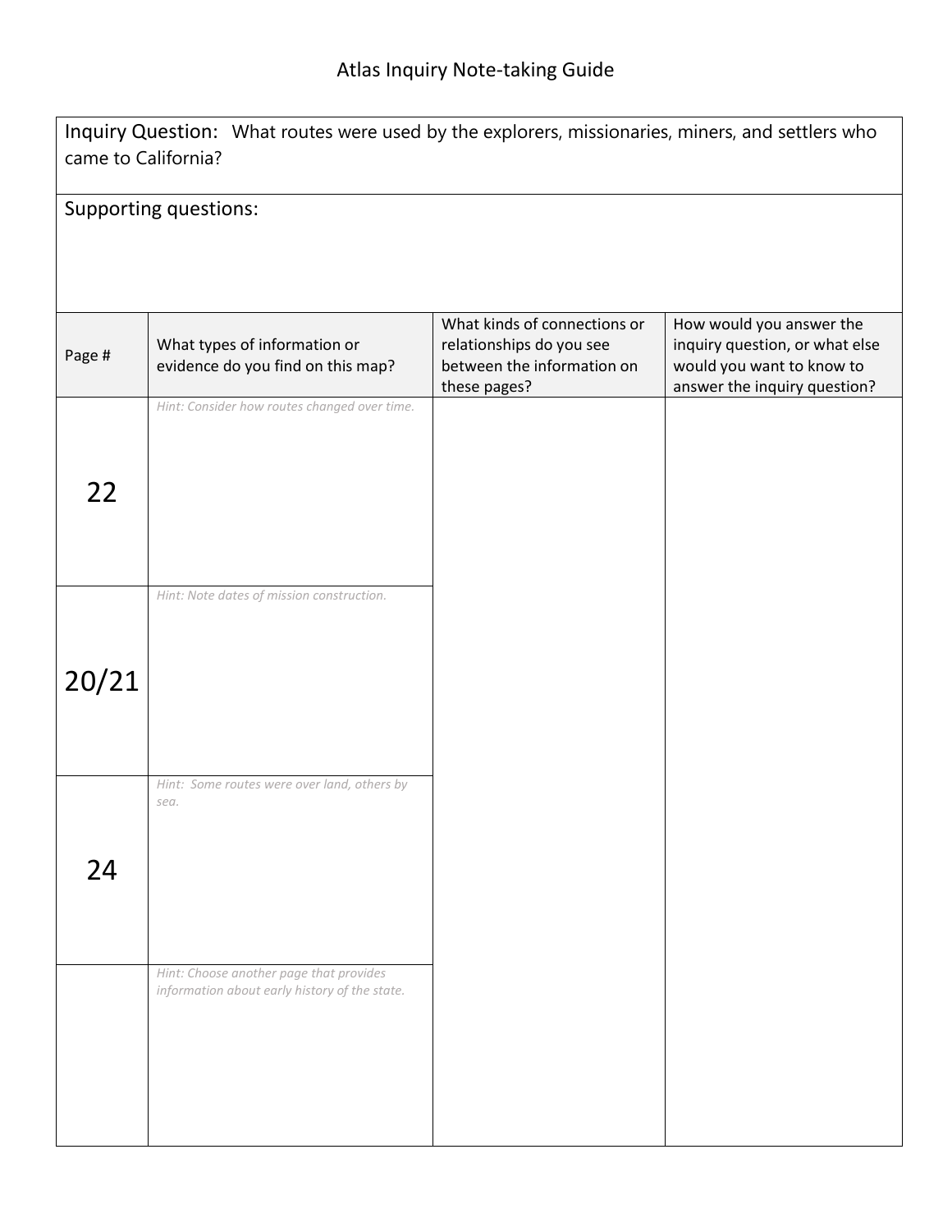# Atlas Inquiry Note-taking Guide

| Inquiry Question: What routes were used by the explorers, missionaries, miners, and settlers who came to California? | | | |
|---|---|---|---|
| Supporting questions: | | | |
| Page # | What types of information or evidence do you find on this map? | What kinds of connections or relationships do you see between the information on these pages? | How would you answer the inquiry question, or what else would you want to know to answer the inquiry question? |
| 22 | *Hint: Consider how routes changed over time.* | | |
| 20/21 | *Hint: Note dates of mission construction.* | | |
| 24 | *Hint: Some routes were over land, others by sea.* | | |
| | *Hint: Choose another page that provides information about early history of the state.* | | |